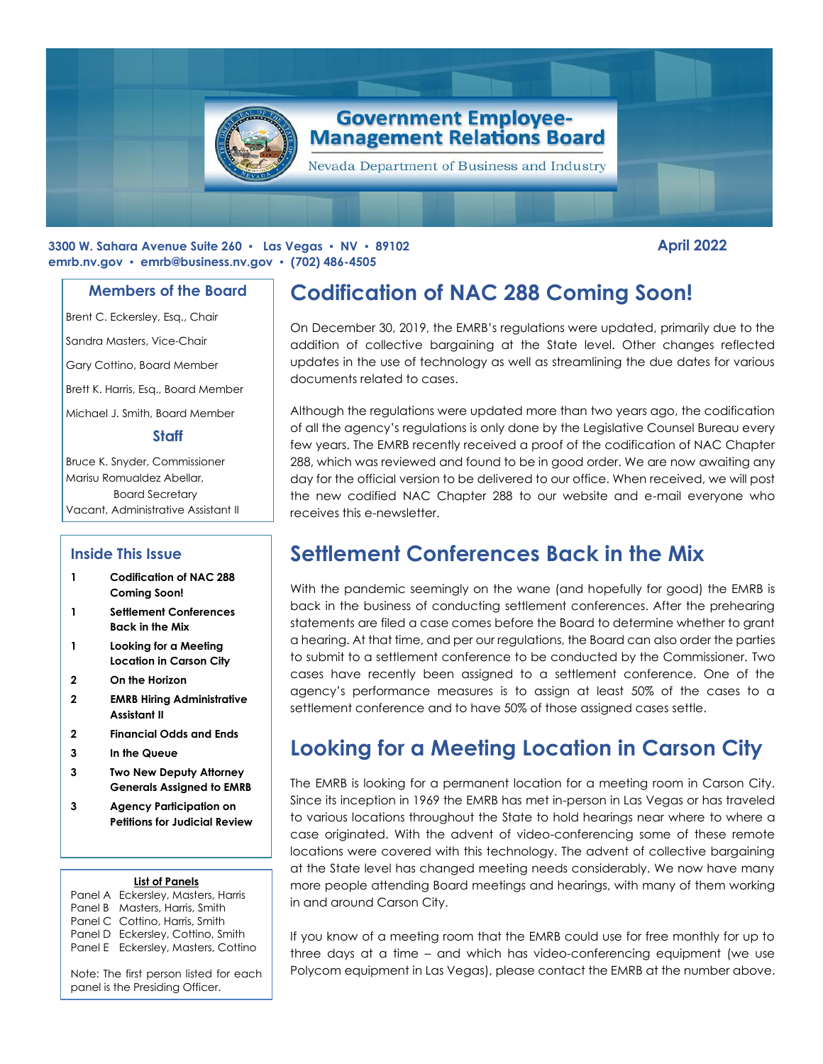# Government Employee-Management Relations Board

Nevada Department of Business and Industry

**3300 W. Sahara Avenue Suite 260 ▪ Las Vegas ▪ NV ▪ 89102**
**emrb.nv.gov ▪ emrb@business.nv.gov ▪ (702) 486-4505**

**April 2022**

### Members of the Board

Brent C. Eckersley, Esq., Chair

Sandra Masters, Vice-Chair

Gary Cottino, Board Member

Brett K. Harris, Esq., Board Member

Michael J. Smith, Board Member

### Staff

Bruce K. Snyder, Commissioner

Marisu Romualdez Abellar, Board Secretary

Vacant, Administrative Assistant II

### Inside This Issue

| | |
|---|---|
| 1 | **Codification of NAC 288 Coming Soon!** |
| 1 | **Settlement Conferences Back in the Mix** |
| 1 | **Looking for a Meeting Location in Carson City** |
| 2 | **On the Horizon** |
| 2 | **EMRB Hiring Administrative Assistant II** |
| 2 | **Financial Odds and Ends** |
| 3 | **In the Queue** |
| 3 | **Two New Deputy Attorney Generals Assigned to EMRB** |
| 3 | **Agency Participation on Petitions for Judicial Review** |

**List of Panels**

| | |
|---|---|
| Panel A | Eckersley, Masters, Harris |
| Panel B | Masters, Harris, Smith |
| Panel C | Cottino, Harris, Smith |
| Panel D | Eckersley, Cottino, Smith |
| Panel E | Eckersley, Masters, Cottino |

Note: The first person listed for each panel is the Presiding Officer.

## Codification of NAC 288 Coming Soon!

On December 30, 2019, the EMRB's regulations were updated, primarily due to the addition of collective bargaining at the State level. Other changes reflected updates in the use of technology as well as streamlining the due dates for various documents related to cases.

Although the regulations were updated more than two years ago, the codification of all the agency's regulations is only done by the Legislative Counsel Bureau every few years. The EMRB recently received a proof of the codification of NAC Chapter 288, which was reviewed and found to be in good order. We are now awaiting any day for the official version to be delivered to our office. When received, we will post the new codified NAC Chapter 288 to our website and e-mail everyone who receives this e-newsletter.

## Settlement Conferences Back in the Mix

With the pandemic seemingly on the wane (and hopefully for good) the EMRB is back in the business of conducting settlement conferences. After the prehearing statements are filed a case comes before the Board to determine whether to grant a hearing. At that time, and per our regulations, the Board can also order the parties to submit to a settlement conference to be conducted by the Commissioner. Two cases have recently been assigned to a settlement conference. One of the agency's performance measures is to assign at least 50% of the cases to a settlement conference and to have 50% of those assigned cases settle.

## Looking for a Meeting Location in Carson City

The EMRB is looking for a permanent location for a meeting room in Carson City. Since its inception in 1969 the EMRB has met in-person in Las Vegas or has traveled to various locations throughout the State to hold hearings near where to where a case originated. With the advent of video-conferencing some of these remote locations were covered with this technology. The advent of collective bargaining at the State level has changed meeting needs considerably. We now have many more people attending Board meetings and hearings, with many of them working in and around Carson City.

If you know of a meeting room that the EMRB could use for free monthly for up to three days at a time – and which has video-conferencing equipment (we use Polycom equipment in Las Vegas), please contact the EMRB at the number above.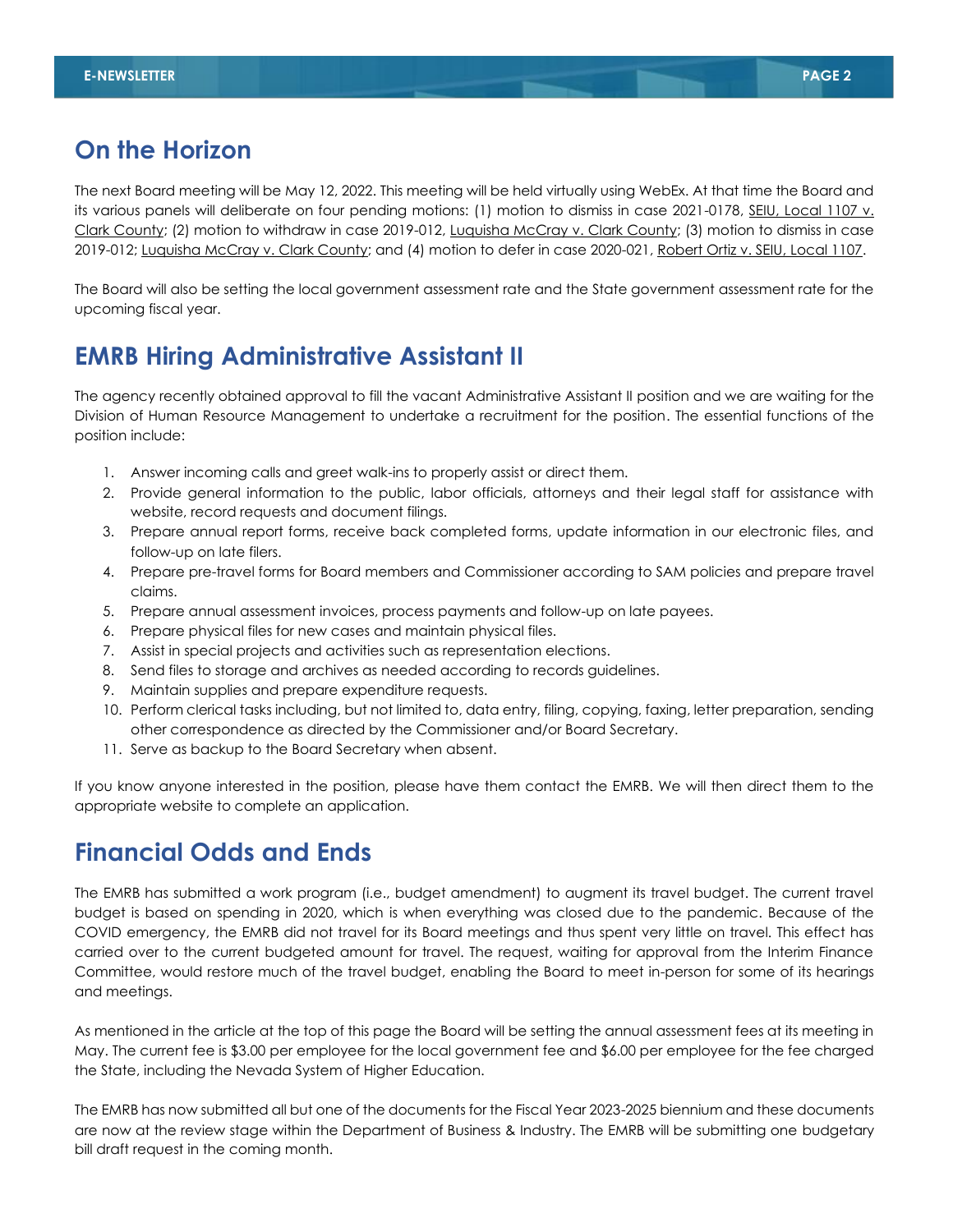## On the Horizon

The next Board meeting will be May 12, 2022. This meeting will be held virtually using WebEx. At that time the Board and its various panels will deliberate on four pending motions: (1) motion to dismiss in case 2021-0178, SEIU, Local 1107 v. Clark County; (2) motion to withdraw in case 2019-012, Luquisha McCray v. Clark County; (3) motion to dismiss in case 2019-012; Luquisha McCray v. Clark County; and (4) motion to defer in case 2020-021, Robert Ortiz v. SEIU, Local 1107.

The Board will also be setting the local government assessment rate and the State government assessment rate for the upcoming fiscal year.

## EMRB Hiring Administrative Assistant II

The agency recently obtained approval to fill the vacant Administrative Assistant II position and we are waiting for the Division of Human Resource Management to undertake a recruitment for the position. The essential functions of the position include:

1. Answer incoming calls and greet walk-ins to properly assist or direct them.
2. Provide general information to the public, labor officials, attorneys and their legal staff for assistance with website, record requests and document filings.
3. Prepare annual report forms, receive back completed forms, update information in our electronic files, and follow-up on late filers.
4. Prepare pre-travel forms for Board members and Commissioner according to SAM policies and prepare travel claims.
5. Prepare annual assessment invoices, process payments and follow-up on late payees.
6. Prepare physical files for new cases and maintain physical files.
7. Assist in special projects and activities such as representation elections.
8. Send files to storage and archives as needed according to records guidelines.
9. Maintain supplies and prepare expenditure requests.
10. Perform clerical tasks including, but not limited to, data entry, filing, copying, faxing, letter preparation, sending other correspondence as directed by the Commissioner and/or Board Secretary.
11. Serve as backup to the Board Secretary when absent.

If you know anyone interested in the position, please have them contact the EMRB. We will then direct them to the appropriate website to complete an application.

## Financial Odds and Ends

The EMRB has submitted a work program (i.e., budget amendment) to augment its travel budget. The current travel budget is based on spending in 2020, which is when everything was closed due to the pandemic. Because of the COVID emergency, the EMRB did not travel for its Board meetings and thus spent very little on travel. This effect has carried over to the current budgeted amount for travel. The request, waiting for approval from the Interim Finance Committee, would restore much of the travel budget, enabling the Board to meet in-person for some of its hearings and meetings.

As mentioned in the article at the top of this page the Board will be setting the annual assessment fees at its meeting in May. The current fee is $3.00 per employee for the local government fee and $6.00 per employee for the fee charged the State, including the Nevada System of Higher Education.

The EMRB has now submitted all but one of the documents for the Fiscal Year 2023-2025 biennium and these documents are now at the review stage within the Department of Business & Industry. The EMRB will be submitting one budgetary bill draft request in the coming month.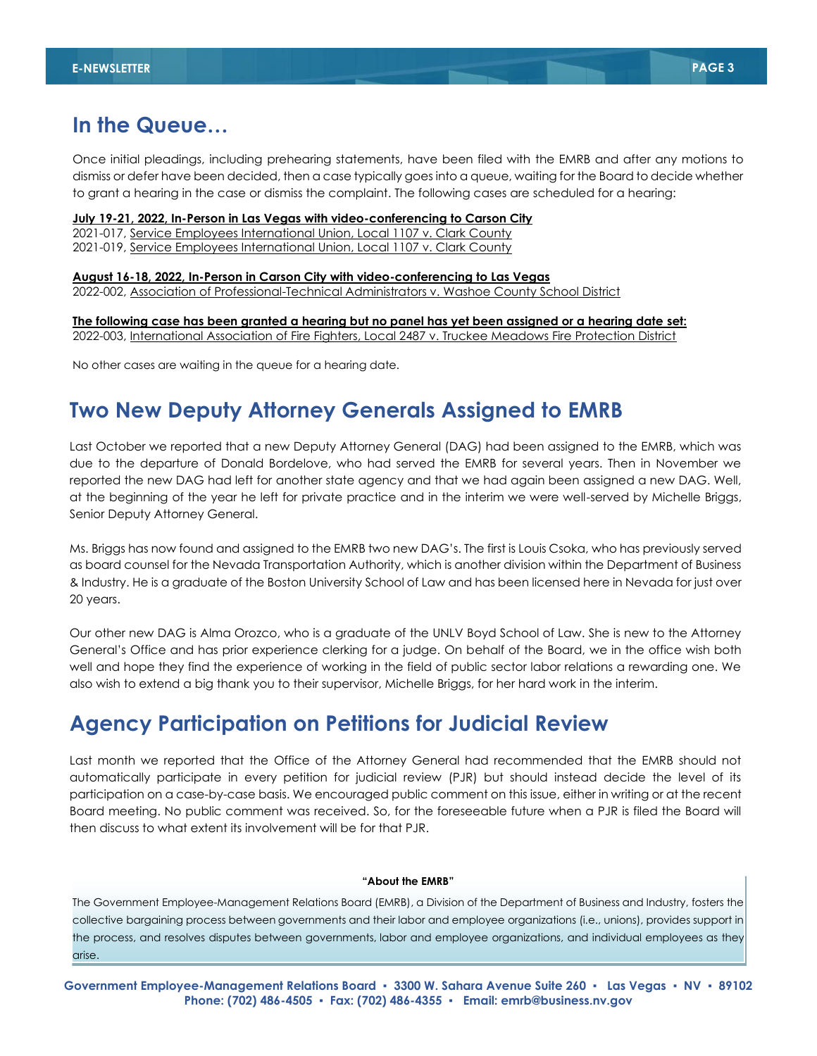## In the Queue…

Once initial pleadings, including prehearing statements, have been filed with the EMRB and after any motions to dismiss or defer have been decided, then a case typically goes into a queue, waiting for the Board to decide whether to grant a hearing in the case or dismiss the complaint. The following cases are scheduled for a hearing:

**July 19-21, 2022, In-Person in Las Vegas with video-conferencing to Carson City**
2021-017, Service Employees International Union, Local 1107 v. Clark County
2021-019, Service Employees International Union, Local 1107 v. Clark County

**August 16-18, 2022, In-Person in Carson City with video-conferencing to Las Vegas**
2022-002, Association of Professional-Technical Administrators v. Washoe County School District

**The following case has been granted a hearing but no panel has yet been assigned or a hearing date set:**
2022-003, International Association of Fire Fighters, Local 2487 v. Truckee Meadows Fire Protection District

No other cases are waiting in the queue for a hearing date.

## Two New Deputy Attorney Generals Assigned to EMRB

Last October we reported that a new Deputy Attorney General (DAG) had been assigned to the EMRB, which was due to the departure of Donald Bordelove, who had served the EMRB for several years. Then in November we reported the new DAG had left for another state agency and that we had again been assigned a new DAG. Well, at the beginning of the year he left for private practice and in the interim we were well-served by Michelle Briggs, Senior Deputy Attorney General.

Ms. Briggs has now found and assigned to the EMRB two new DAG's. The first is Louis Csoka, who has previously served as board counsel for the Nevada Transportation Authority, which is another division within the Department of Business & Industry. He is a graduate of the Boston University School of Law and has been licensed here in Nevada for just over 20 years.

Our other new DAG is Alma Orozco, who is a graduate of the UNLV Boyd School of Law. She is new to the Attorney General's Office and has prior experience clerking for a judge. On behalf of the Board, we in the office wish both well and hope they find the experience of working in the field of public sector labor relations a rewarding one. We also wish to extend a big thank you to their supervisor, Michelle Briggs, for her hard work in the interim.

## Agency Participation on Petitions for Judicial Review

Last month we reported that the Office of the Attorney General had recommended that the EMRB should not automatically participate in every petition for judicial review (PJR) but should instead decide the level of its participation on a case-by-case basis. We encouraged public comment on this issue, either in writing or at the recent Board meeting. No public comment was received. So, for the foreseeable future when a PJR is filed the Board will then discuss to what extent its involvement will be for that PJR.

**"About the EMRB"**

The Government Employee-Management Relations Board (EMRB), a Division of the Department of Business and Industry, fosters the collective bargaining process between governments and their labor and employee organizations (i.e., unions), provides support in the process, and resolves disputes between governments, labor and employee organizations, and individual employees as they arise.

**Government Employee-Management Relations Board ▪ 3300 W. Sahara Avenue Suite 260 ▪ Las Vegas ▪ NV ▪ 89102**
**Phone: (702) 486-4505 ▪ Fax: (702) 486-4355 ▪ Email: emrb@business.nv.gov**